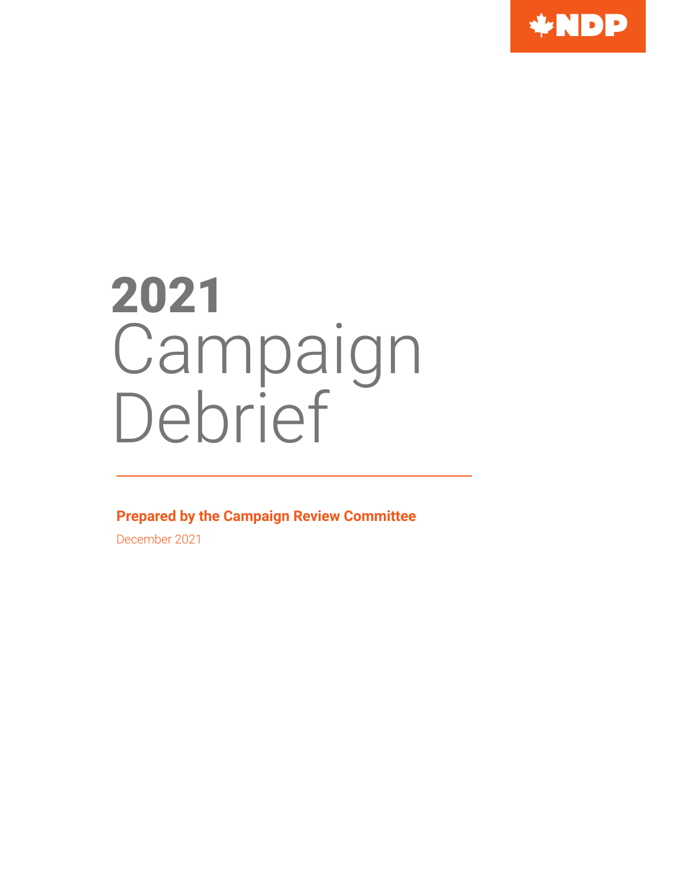NDP

# 2021 Campaign Debrief

**Prepared by the Campaign Review Committee**

December 2021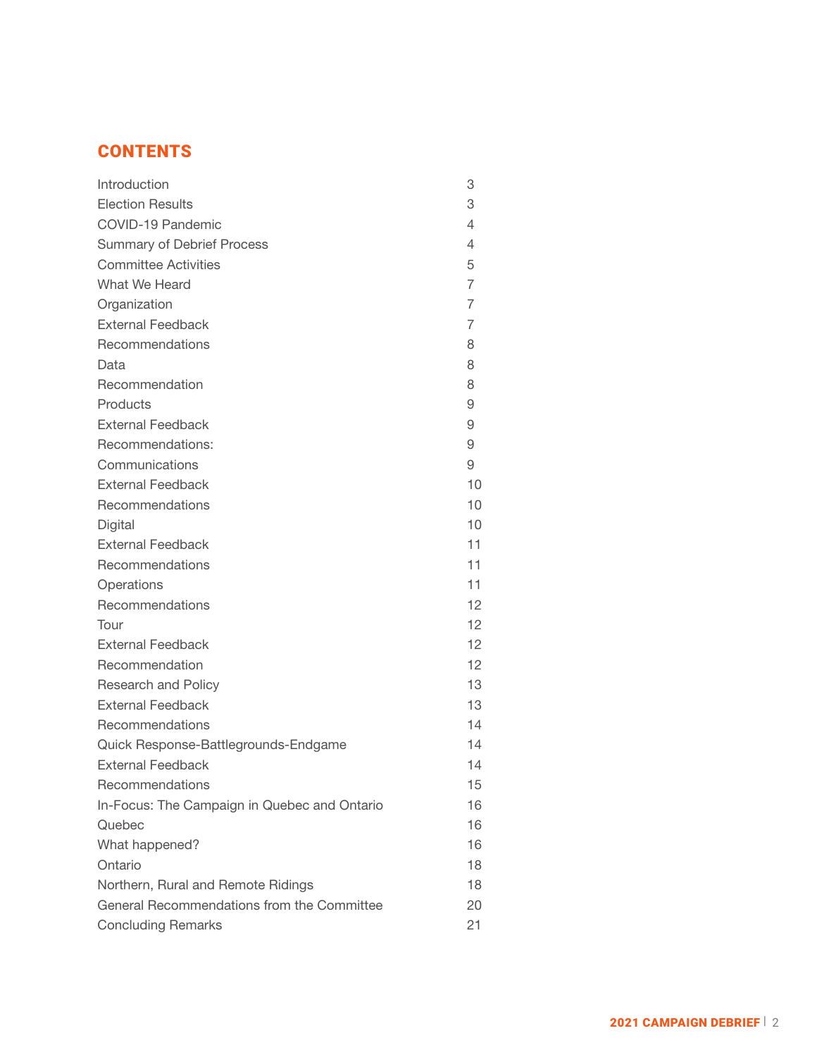## CONTENTS

| | |
|---|---|
| Introduction | 3 |
| Election Results | 3 |
| COVID-19 Pandemic | 4 |
| Summary of Debrief Process | 4 |
| Committee Activities | 5 |
| What We Heard | 7 |
| Organization | 7 |
| External Feedback | 7 |
| Recommendations | 8 |
| Data | 8 |
| Recommendation | 8 |
| Products | 9 |
| External Feedback | 9 |
| Recommendations: | 9 |
| Communications | 9 |
| External Feedback | 10 |
| Recommendations | 10 |
| Digital | 10 |
| External Feedback | 11 |
| Recommendations | 11 |
| Operations | 11 |
| Recommendations | 12 |
| Tour | 12 |
| External Feedback | 12 |
| Recommendation | 12 |
| Research and Policy | 13 |
| External Feedback | 13 |
| Recommendations | 14 |
| Quick Response-Battlegrounds-Endgame | 14 |
| External Feedback | 14 |
| Recommendations | 15 |
| In-Focus: The Campaign in Quebec and Ontario | 16 |
| Quebec | 16 |
| What happened? | 16 |
| Ontario | 18 |
| Northern, Rural and Remote Ridings | 18 |
| General Recommendations from the Committee | 20 |
| Concluding Remarks | 21 |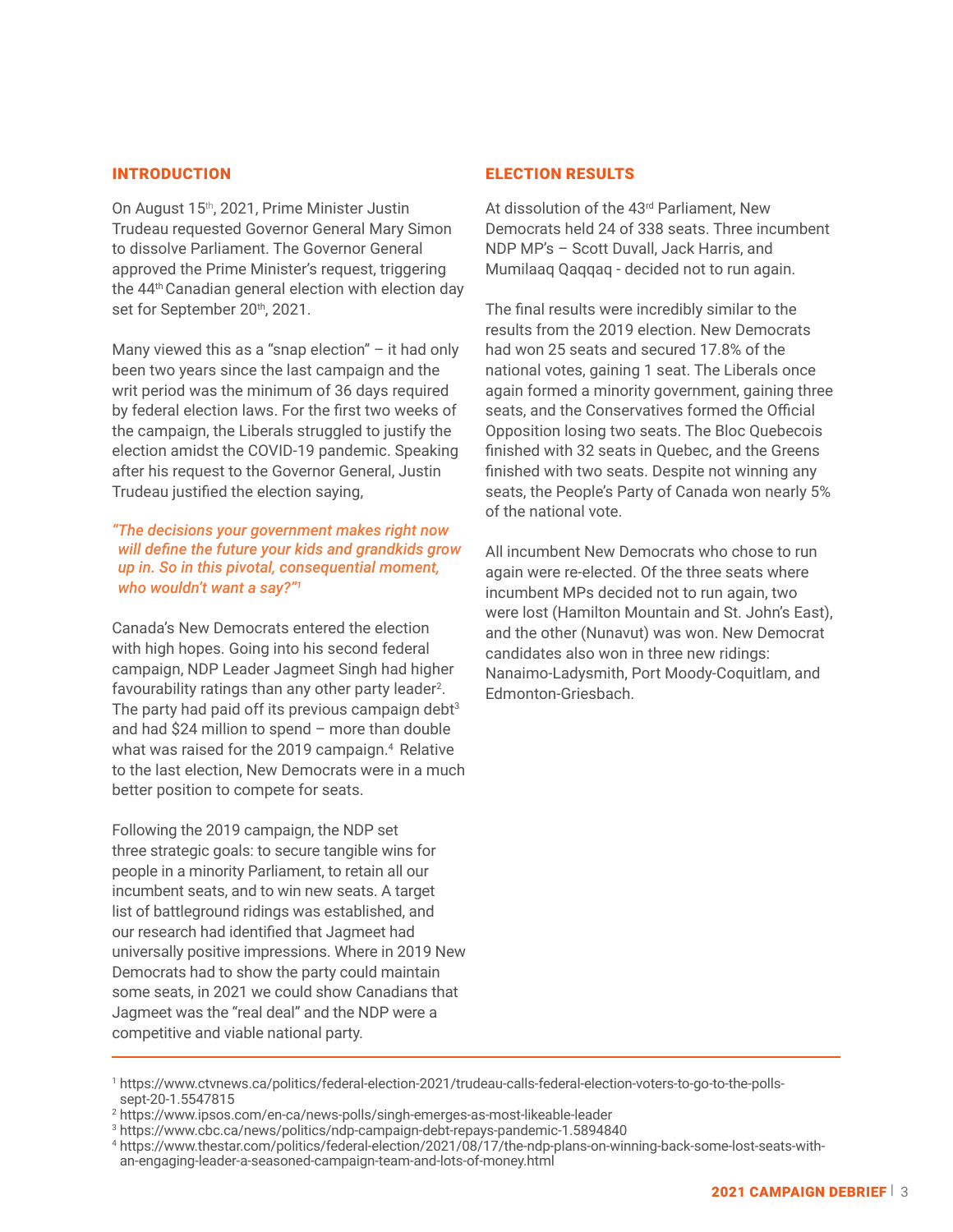## INTRODUCTION

On August 15th, 2021, Prime Minister Justin Trudeau requested Governor General Mary Simon to dissolve Parliament. The Governor General approved the Prime Minister's request, triggering the 44th Canadian general election with election day set for September 20th, 2021.

Many viewed this as a "snap election" – it had only been two years since the last campaign and the writ period was the minimum of 36 days required by federal election laws. For the first two weeks of the campaign, the Liberals struggled to justify the election amidst the COVID-19 pandemic. Speaking after his request to the Governor General, Justin Trudeau justified the election saying,

*"The decisions your government makes right now will define the future your kids and grandkids grow up in. So in this pivotal, consequential moment, who wouldn't want a say?"*[1]

Canada's New Democrats entered the election with high hopes. Going into his second federal campaign, NDP Leader Jagmeet Singh had higher favourability ratings than any other party leader[2]. The party had paid off its previous campaign debt[3] and had $24 million to spend – more than double what was raised for the 2019 campaign.[4] Relative to the last election, New Democrats were in a much better position to compete for seats.

Following the 2019 campaign, the NDP set three strategic goals: to secure tangible wins for people in a minority Parliament, to retain all our incumbent seats, and to win new seats. A target list of battleground ridings was established, and our research had identified that Jagmeet had universally positive impressions. Where in 2019 New Democrats had to show the party could maintain some seats, in 2021 we could show Canadians that Jagmeet was the "real deal" and the NDP were a competitive and viable national party.

## ELECTION RESULTS

At dissolution of the 43rd Parliament, New Democrats held 24 of 338 seats. Three incumbent NDP MP's – Scott Duvall, Jack Harris, and Mumilaaq Qaqqaq - decided not to run again.

The final results were incredibly similar to the results from the 2019 election. New Democrats had won 25 seats and secured 17.8% of the national votes, gaining 1 seat. The Liberals once again formed a minority government, gaining three seats, and the Conservatives formed the Official Opposition losing two seats. The Bloc Quebecois finished with 32 seats in Quebec, and the Greens finished with two seats. Despite not winning any seats, the People's Party of Canada won nearly 5% of the national vote.

All incumbent New Democrats who chose to run again were re-elected. Of the three seats where incumbent MPs decided not to run again, two were lost (Hamilton Mountain and St. John's East), and the other (Nunavut) was won. New Democrat candidates also won in three new ridings: Nanaimo-Ladysmith, Port Moody-Coquitlam, and Edmonton-Griesbach.

---

[1] https://www.ctvnews.ca/politics/federal-election-2021/trudeau-calls-federal-election-voters-to-go-to-the-polls-sept-20-1.5547815
[2] https://www.ipsos.com/en-ca/news-polls/singh-emerges-as-most-likeable-leader
[3] https://www.cbc.ca/news/politics/ndp-campaign-debt-repays-pandemic-1.5894840
[4] https://www.thestar.com/politics/federal-election/2021/08/17/the-ndp-plans-on-winning-back-some-lost-seats-with-an-engaging-leader-a-seasoned-campaign-team-and-lots-of-money.html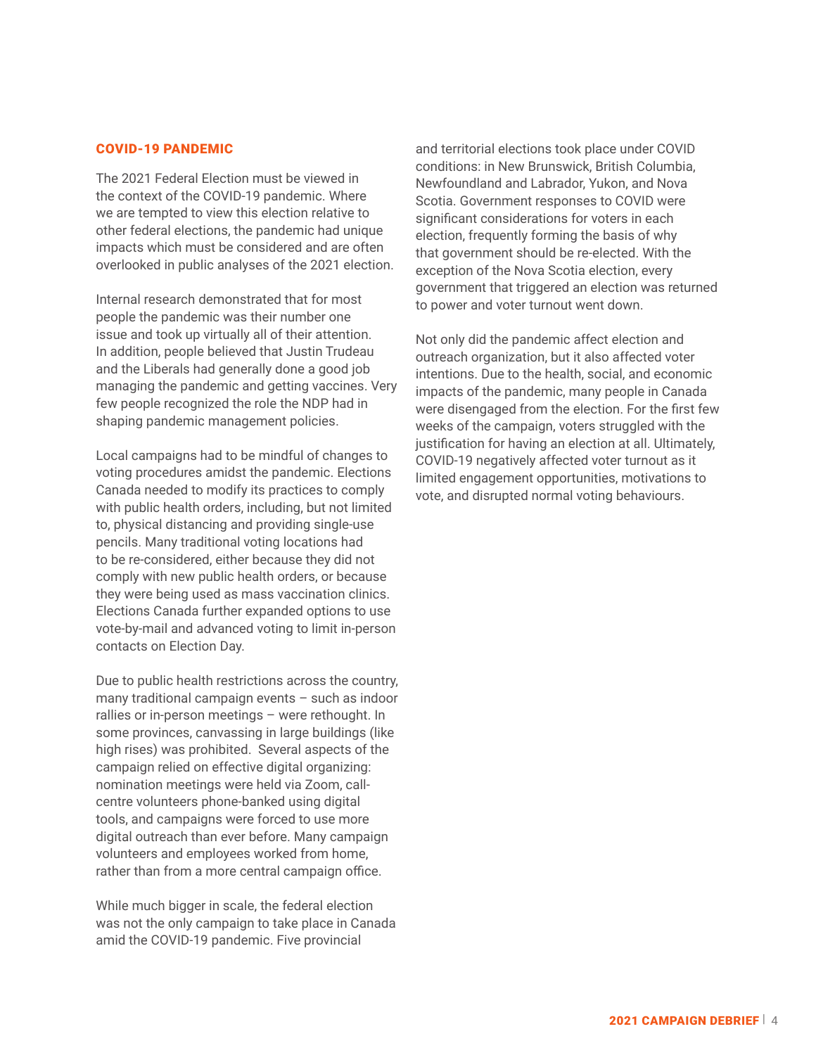## COVID-19 PANDEMIC

The 2021 Federal Election must be viewed in the context of the COVID-19 pandemic. Where we are tempted to view this election relative to other federal elections, the pandemic had unique impacts which must be considered and are often overlooked in public analyses of the 2021 election.

Internal research demonstrated that for most people the pandemic was their number one issue and took up virtually all of their attention. In addition, people believed that Justin Trudeau and the Liberals had generally done a good job managing the pandemic and getting vaccines. Very few people recognized the role the NDP had in shaping pandemic management policies.

Local campaigns had to be mindful of changes to voting procedures amidst the pandemic. Elections Canada needed to modify its practices to comply with public health orders, including, but not limited to, physical distancing and providing single-use pencils. Many traditional voting locations had to be re-considered, either because they did not comply with new public health orders, or because they were being used as mass vaccination clinics. Elections Canada further expanded options to use vote-by-mail and advanced voting to limit in-person contacts on Election Day.

Due to public health restrictions across the country, many traditional campaign events – such as indoor rallies or in-person meetings – were rethought. In some provinces, canvassing in large buildings (like high rises) was prohibited. Several aspects of the campaign relied on effective digital organizing: nomination meetings were held via Zoom, call-centre volunteers phone-banked using digital tools, and campaigns were forced to use more digital outreach than ever before. Many campaign volunteers and employees worked from home, rather than from a more central campaign office.

While much bigger in scale, the federal election was not the only campaign to take place in Canada amid the COVID-19 pandemic. Five provincial and territorial elections took place under COVID conditions: in New Brunswick, British Columbia, Newfoundland and Labrador, Yukon, and Nova Scotia. Government responses to COVID were significant considerations for voters in each election, frequently forming the basis of why that government should be re-elected. With the exception of the Nova Scotia election, every government that triggered an election was returned to power and voter turnout went down.

Not only did the pandemic affect election and outreach organization, but it also affected voter intentions. Due to the health, social, and economic impacts of the pandemic, many people in Canada were disengaged from the election. For the first few weeks of the campaign, voters struggled with the justification for having an election at all. Ultimately, COVID-19 negatively affected voter turnout as it limited engagement opportunities, motivations to vote, and disrupted normal voting behaviours.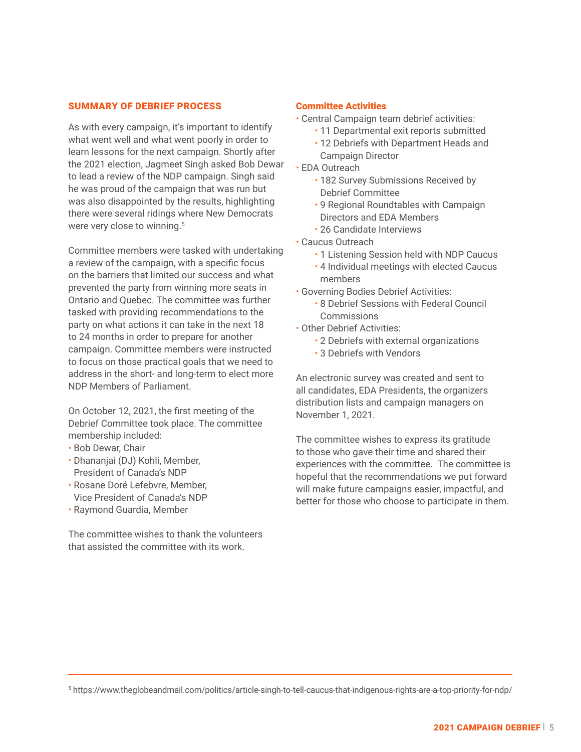## SUMMARY OF DEBRIEF PROCESS

As with every campaign, it's important to identify what went well and what went poorly in order to learn lessons for the next campaign. Shortly after the 2021 election, Jagmeet Singh asked Bob Dewar to lead a review of the NDP campaign. Singh said he was proud of the campaign that was run but was also disappointed by the results, highlighting there were several ridings where New Democrats were very close to winning.[5]

Committee members were tasked with undertaking a review of the campaign, with a specific focus on the barriers that limited our success and what prevented the party from winning more seats in Ontario and Quebec. The committee was further tasked with providing recommendations to the party on what actions it can take in the next 18 to 24 months in order to prepare for another campaign. Committee members were instructed to focus on those practical goals that we need to address in the short- and long-term to elect more NDP Members of Parliament.

On October 12, 2021, the first meeting of the Debrief Committee took place. The committee membership included:

- Bob Dewar, Chair
- Dhananjai (DJ) Kohli, Member, President of Canada's NDP
- Rosane Doré Lefebvre, Member, Vice President of Canada's NDP
- Raymond Guardia, Member

The committee wishes to thank the volunteers that assisted the committee with its work.

### Committee Activities

- Central Campaign team debrief activities:
  - 11 Departmental exit reports submitted
  - 12 Debriefs with Department Heads and Campaign Director
- EDA Outreach
  - 182 Survey Submissions Received by Debrief Committee
  - 9 Regional Roundtables with Campaign Directors and EDA Members
  - 26 Candidate Interviews
- Caucus Outreach
  - 1 Listening Session held with NDP Caucus
  - 4 Individual meetings with elected Caucus members
- Governing Bodies Debrief Activities:
  - 8 Debrief Sessions with Federal Council Commissions
- Other Debrief Activities:
  - 2 Debriefs with external organizations
  - 3 Debriefs with Vendors

An electronic survey was created and sent to all candidates, EDA Presidents, the organizers distribution lists and campaign managers on November 1, 2021.

The committee wishes to express its gratitude to those who gave their time and shared their experiences with the committee. The committee is hopeful that the recommendations we put forward will make future campaigns easier, impactful, and better for those who choose to participate in them.

---

[5] https://www.theglobeandmail.com/politics/article-singh-to-tell-caucus-that-indigenous-rights-are-a-top-priority-for-ndp/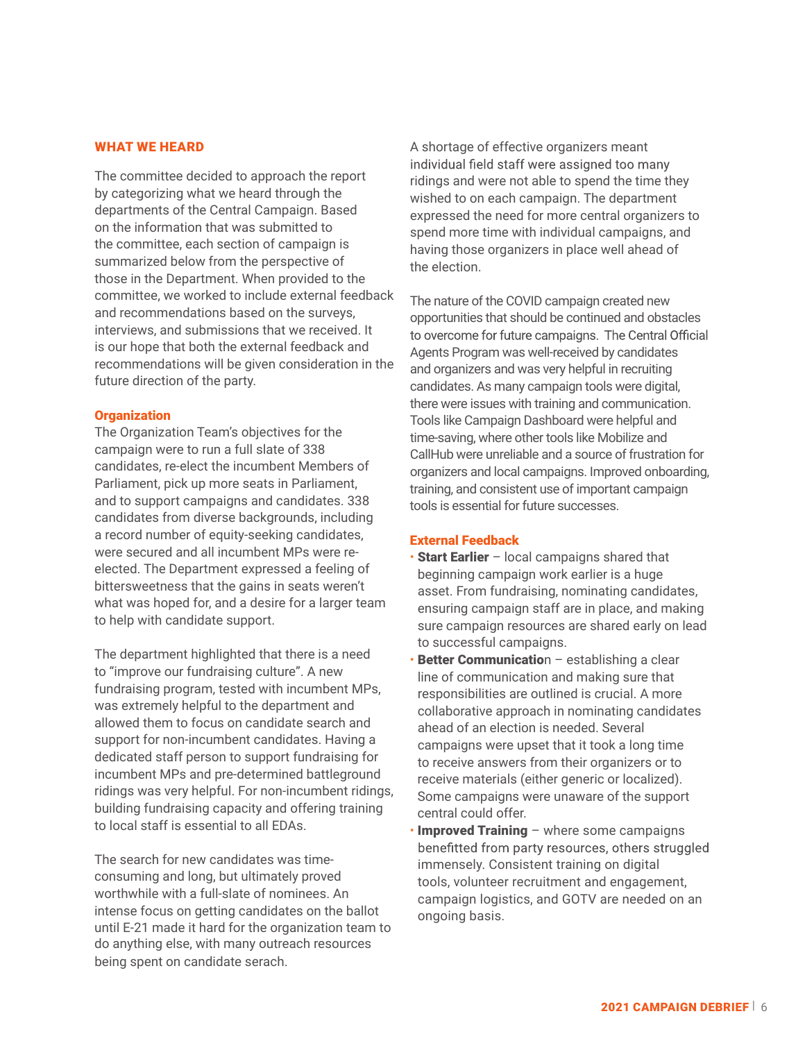## WHAT WE HEARD

The committee decided to approach the report by categorizing what we heard through the departments of the Central Campaign. Based on the information that was submitted to the committee, each section of campaign is summarized below from the perspective of those in the Department. When provided to the committee, we worked to include external feedback and recommendations based on the surveys, interviews, and submissions that we received. It is our hope that both the external feedback and recommendations will be given consideration in the future direction of the party.

### Organization

The Organization Team's objectives for the campaign were to run a full slate of 338 candidates, re-elect the incumbent Members of Parliament, pick up more seats in Parliament, and to support campaigns and candidates. 338 candidates from diverse backgrounds, including a record number of equity-seeking candidates, were secured and all incumbent MPs were re-elected. The Department expressed a feeling of bittersweetness that the gains in seats weren't what was hoped for, and a desire for a larger team to help with candidate support.

The department highlighted that there is a need to "improve our fundraising culture". A new fundraising program, tested with incumbent MPs, was extremely helpful to the department and allowed them to focus on candidate search and support for non-incumbent candidates. Having a dedicated staff person to support fundraising for incumbent MPs and pre-determined battleground ridings was very helpful. For non-incumbent ridings, building fundraising capacity and offering training to local staff is essential to all EDAs.

The search for new candidates was time-consuming and long, but ultimately proved worthwhile with a full-slate of nominees. An intense focus on getting candidates on the ballot until E-21 made it hard for the organization team to do anything else, with many outreach resources being spent on candidate serach.

A shortage of effective organizers meant individual field staff were assigned too many ridings and were not able to spend the time they wished to on each campaign. The department expressed the need for more central organizers to spend more time with individual campaigns, and having those organizers in place well ahead of the election.

The nature of the COVID campaign created new opportunities that should be continued and obstacles to overcome for future campaigns. The Central Official Agents Program was well-received by candidates and organizers and was very helpful in recruiting candidates. As many campaign tools were digital, there were issues with training and communication. Tools like Campaign Dashboard were helpful and time-saving, where other tools like Mobilize and CallHub were unreliable and a source of frustration for organizers and local campaigns. Improved onboarding, training, and consistent use of important campaign tools is essential for future successes.

### External Feedback

- **Start Earlier** – local campaigns shared that beginning campaign work earlier is a huge asset. From fundraising, nominating candidates, ensuring campaign staff are in place, and making sure campaign resources are shared early on lead to successful campaigns.
- **Better Communication** – establishing a clear line of communication and making sure that responsibilities are outlined is crucial. A more collaborative approach in nominating candidates ahead of an election is needed. Several campaigns were upset that it took a long time to receive answers from their organizers or to receive materials (either generic or localized). Some campaigns were unaware of the support central could offer.
- **Improved Training** – where some campaigns benefitted from party resources, others struggled immensely. Consistent training on digital tools, volunteer recruitment and engagement, campaign logistics, and GOTV are needed on an ongoing basis.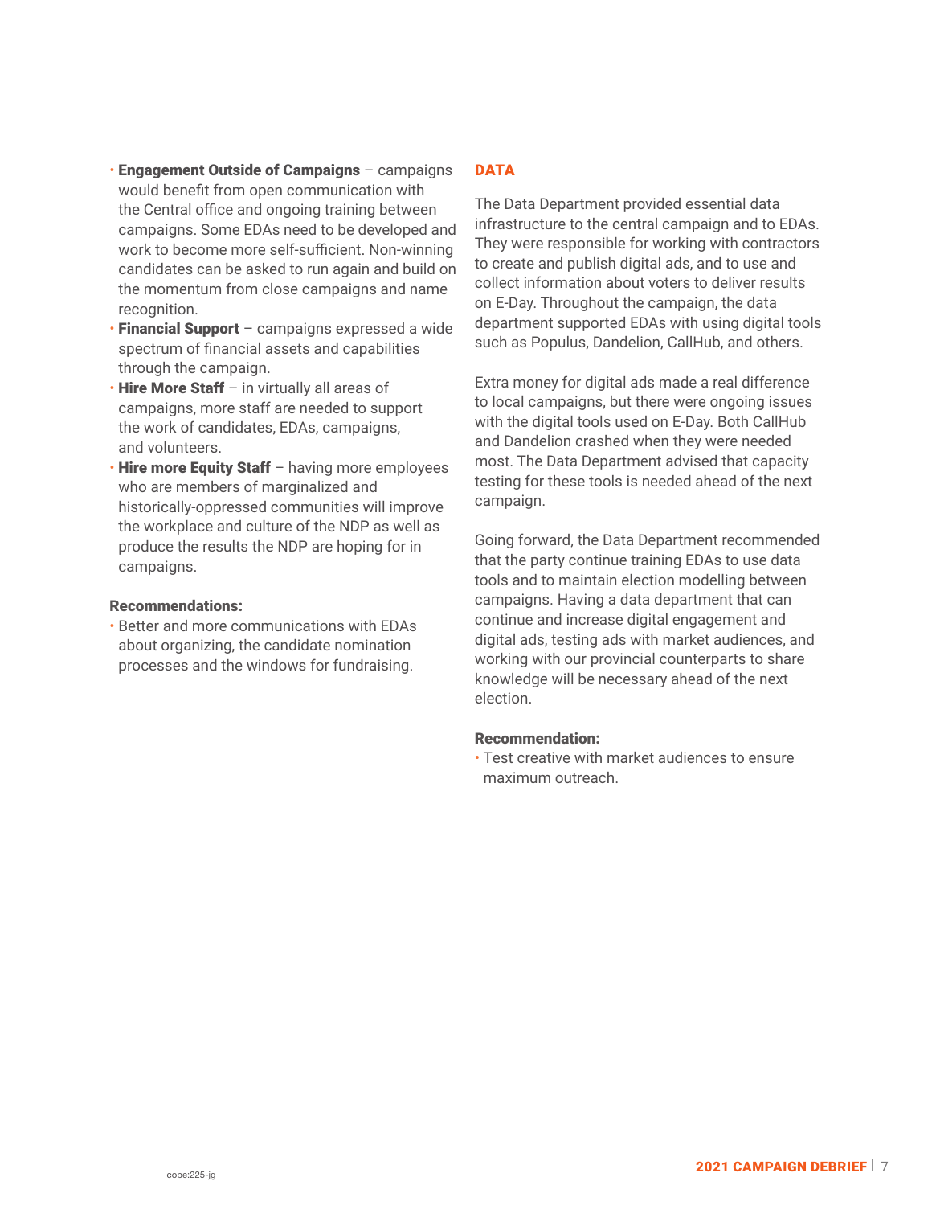- **Engagement Outside of Campaigns** – campaigns would benefit from open communication with the Central office and ongoing training between campaigns. Some EDAs need to be developed and work to become more self-sufficient. Non-winning candidates can be asked to run again and build on the momentum from close campaigns and name recognition.
- **Financial Support** – campaigns expressed a wide spectrum of financial assets and capabilities through the campaign.
- **Hire More Staff** – in virtually all areas of campaigns, more staff are needed to support the work of candidates, EDAs, campaigns, and volunteers.
- **Hire more Equity Staff** – having more employees who are members of marginalized and historically-oppressed communities will improve the workplace and culture of the NDP as well as produce the results the NDP are hoping for in campaigns.

**Recommendations:**

- Better and more communications with EDAs about organizing, the candidate nomination processes and the windows for fundraising.

## DATA

The Data Department provided essential data infrastructure to the central campaign and to EDAs. They were responsible for working with contractors to create and publish digital ads, and to use and collect information about voters to deliver results on E-Day. Throughout the campaign, the data department supported EDAs with using digital tools such as Populus, Dandelion, CallHub, and others.

Extra money for digital ads made a real difference to local campaigns, but there were ongoing issues with the digital tools used on E-Day. Both CallHub and Dandelion crashed when they were needed most. The Data Department advised that capacity testing for these tools is needed ahead of the next campaign.

Going forward, the Data Department recommended that the party continue training EDAs to use data tools and to maintain election modelling between campaigns. Having a data department that can continue and increase digital engagement and digital ads, testing ads with market audiences, and working with our provincial counterparts to share knowledge will be necessary ahead of the next election.

**Recommendation:**

- Test creative with market audiences to ensure maximum outreach.

cope:225-jg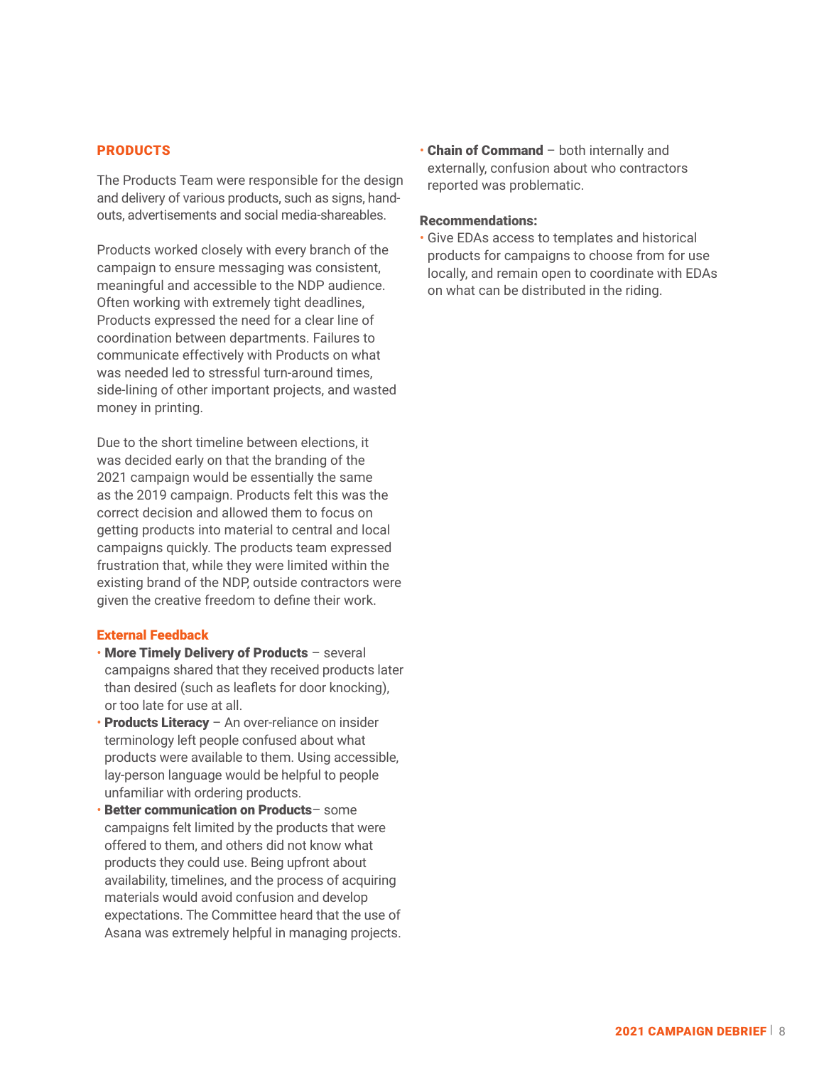## PRODUCTS

The Products Team were responsible for the design and delivery of various products, such as signs, hand-outs, advertisements and social media-shareables.

Products worked closely with every branch of the campaign to ensure messaging was consistent, meaningful and accessible to the NDP audience. Often working with extremely tight deadlines, Products expressed the need for a clear line of coordination between departments. Failures to communicate effectively with Products on what was needed led to stressful turn-around times, side-lining of other important projects, and wasted money in printing.

Due to the short timeline between elections, it was decided early on that the branding of the 2021 campaign would be essentially the same as the 2019 campaign. Products felt this was the correct decision and allowed them to focus on getting products into material to central and local campaigns quickly. The products team expressed frustration that, while they were limited within the existing brand of the NDP, outside contractors were given the creative freedom to define their work.

### External Feedback

- **More Timely Delivery of Products** – several campaigns shared that they received products later than desired (such as leaflets for door knocking), or too late for use at all.
- **Products Literacy** – An over-reliance on insider terminology left people confused about what products were available to them. Using accessible, lay-person language would be helpful to people unfamiliar with ordering products.
- **Better communication on Products**– some campaigns felt limited by the products that were offered to them, and others did not know what products they could use. Being upfront about availability, timelines, and the process of acquiring materials would avoid confusion and develop expectations. The Committee heard that the use of Asana was extremely helpful in managing projects.
- **Chain of Command** – both internally and externally, confusion about who contractors reported was problematic.

**Recommendations:**

- Give EDAs access to templates and historical products for campaigns to choose from for use locally, and remain open to coordinate with EDAs on what can be distributed in the riding.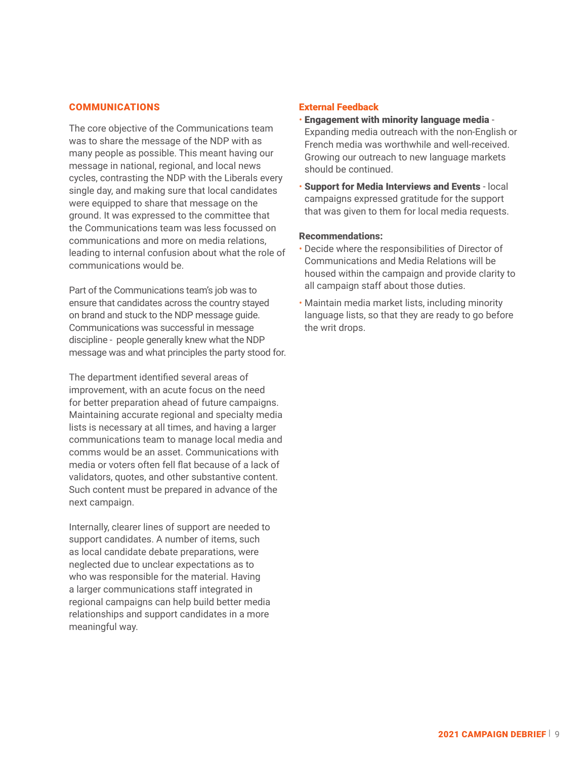## COMMUNICATIONS

The core objective of the Communications team was to share the message of the NDP with as many people as possible. This meant having our message in national, regional, and local news cycles, contrasting the NDP with the Liberals every single day, and making sure that local candidates were equipped to share that message on the ground. It was expressed to the committee that the Communications team was less focussed on communications and more on media relations, leading to internal confusion about what the role of communications would be.

Part of the Communications team's job was to ensure that candidates across the country stayed on brand and stuck to the NDP message guide. Communications was successful in message discipline - people generally knew what the NDP message was and what principles the party stood for.

The department identified several areas of improvement, with an acute focus on the need for better preparation ahead of future campaigns. Maintaining accurate regional and specialty media lists is necessary at all times, and having a larger communications team to manage local media and comms would be an asset. Communications with media or voters often fell flat because of a lack of validators, quotes, and other substantive content. Such content must be prepared in advance of the next campaign.

Internally, clearer lines of support are needed to support candidates. A number of items, such as local candidate debate preparations, were neglected due to unclear expectations as to who was responsible for the material. Having a larger communications staff integrated in regional campaigns can help build better media relationships and support candidates in a more meaningful way.

### External Feedback

- **Engagement with minority language media** - Expanding media outreach with the non-English or French media was worthwhile and well-received. Growing our outreach to new language markets should be continued.
- **Support for Media Interviews and Events** - local campaigns expressed gratitude for the support that was given to them for local media requests.

**Recommendations:**

- Decide where the responsibilities of Director of Communications and Media Relations will be housed within the campaign and provide clarity to all campaign staff about those duties.
- Maintain media market lists, including minority language lists, so that they are ready to go before the writ drops.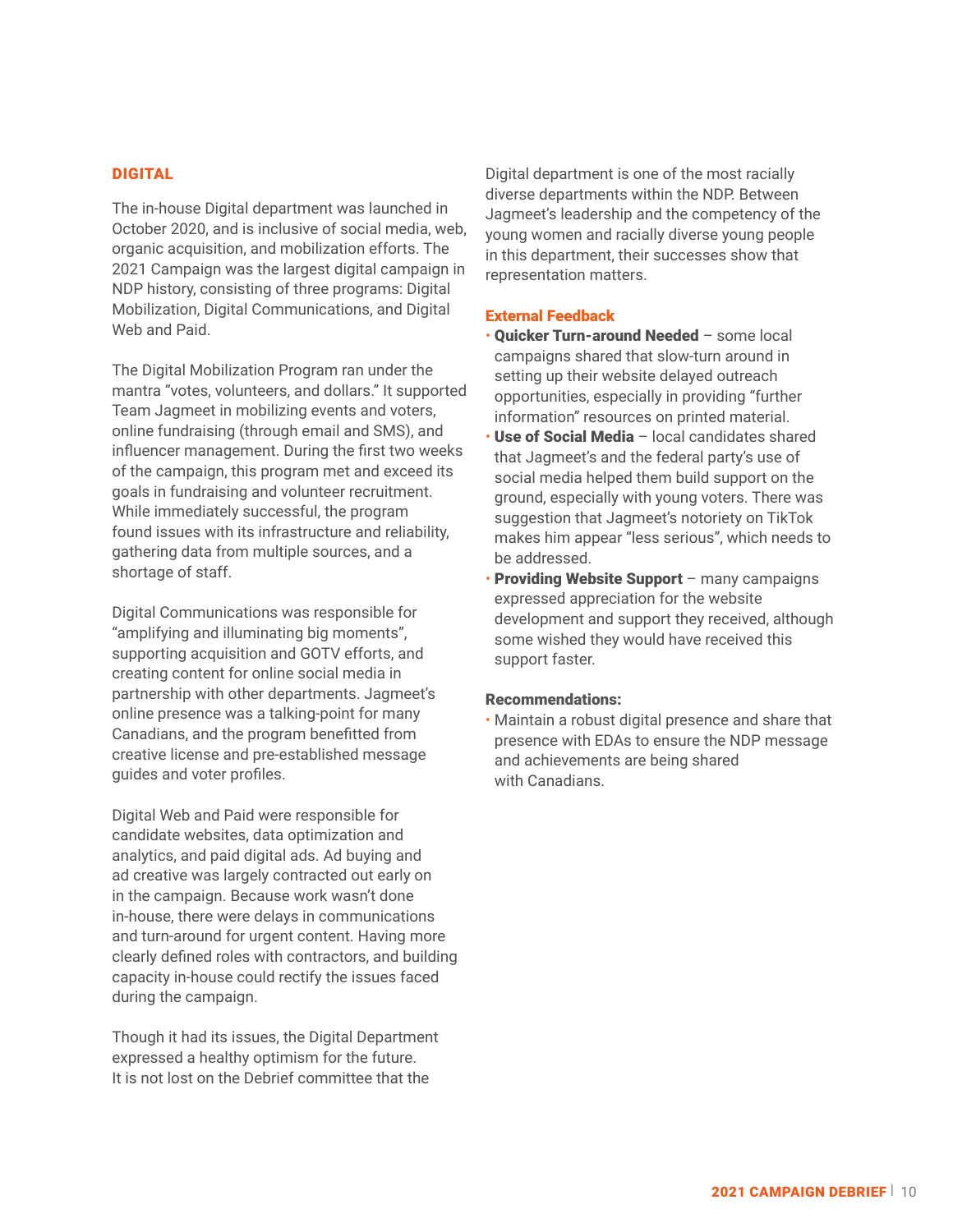## DIGITAL

The in-house Digital department was launched in October 2020, and is inclusive of social media, web, organic acquisition, and mobilization efforts. The 2021 Campaign was the largest digital campaign in NDP history, consisting of three programs: Digital Mobilization, Digital Communications, and Digital Web and Paid.

The Digital Mobilization Program ran under the mantra "votes, volunteers, and dollars." It supported Team Jagmeet in mobilizing events and voters, online fundraising (through email and SMS), and influencer management. During the first two weeks of the campaign, this program met and exceed its goals in fundraising and volunteer recruitment. While immediately successful, the program found issues with its infrastructure and reliability, gathering data from multiple sources, and a shortage of staff.

Digital Communications was responsible for "amplifying and illuminating big moments", supporting acquisition and GOTV efforts, and creating content for online social media in partnership with other departments. Jagmeet's online presence was a talking-point for many Canadians, and the program benefitted from creative license and pre-established message guides and voter profiles.

Digital Web and Paid were responsible for candidate websites, data optimization and analytics, and paid digital ads. Ad buying and ad creative was largely contracted out early on in the campaign. Because work wasn't done in-house, there were delays in communications and turn-around for urgent content. Having more clearly defined roles with contractors, and building capacity in-house could rectify the issues faced during the campaign.

Though it had its issues, the Digital Department expressed a healthy optimism for the future. It is not lost on the Debrief committee that the Digital department is one of the most racially diverse departments within the NDP. Between Jagmeet's leadership and the competency of the young women and racially diverse young people in this department, their successes show that representation matters.

### External Feedback

- **Quicker Turn-around Needed** – some local campaigns shared that slow-turn around in setting up their website delayed outreach opportunities, especially in providing "further information" resources on printed material.
- **Use of Social Media** – local candidates shared that Jagmeet's and the federal party's use of social media helped them build support on the ground, especially with young voters. There was suggestion that Jagmeet's notoriety on TikTok makes him appear "less serious", which needs to be addressed.
- **Providing Website Support** – many campaigns expressed appreciation for the website development and support they received, although some wished they would have received this support faster.

**Recommendations:**

- Maintain a robust digital presence and share that presence with EDAs to ensure the NDP message and achievements are being shared with Canadians.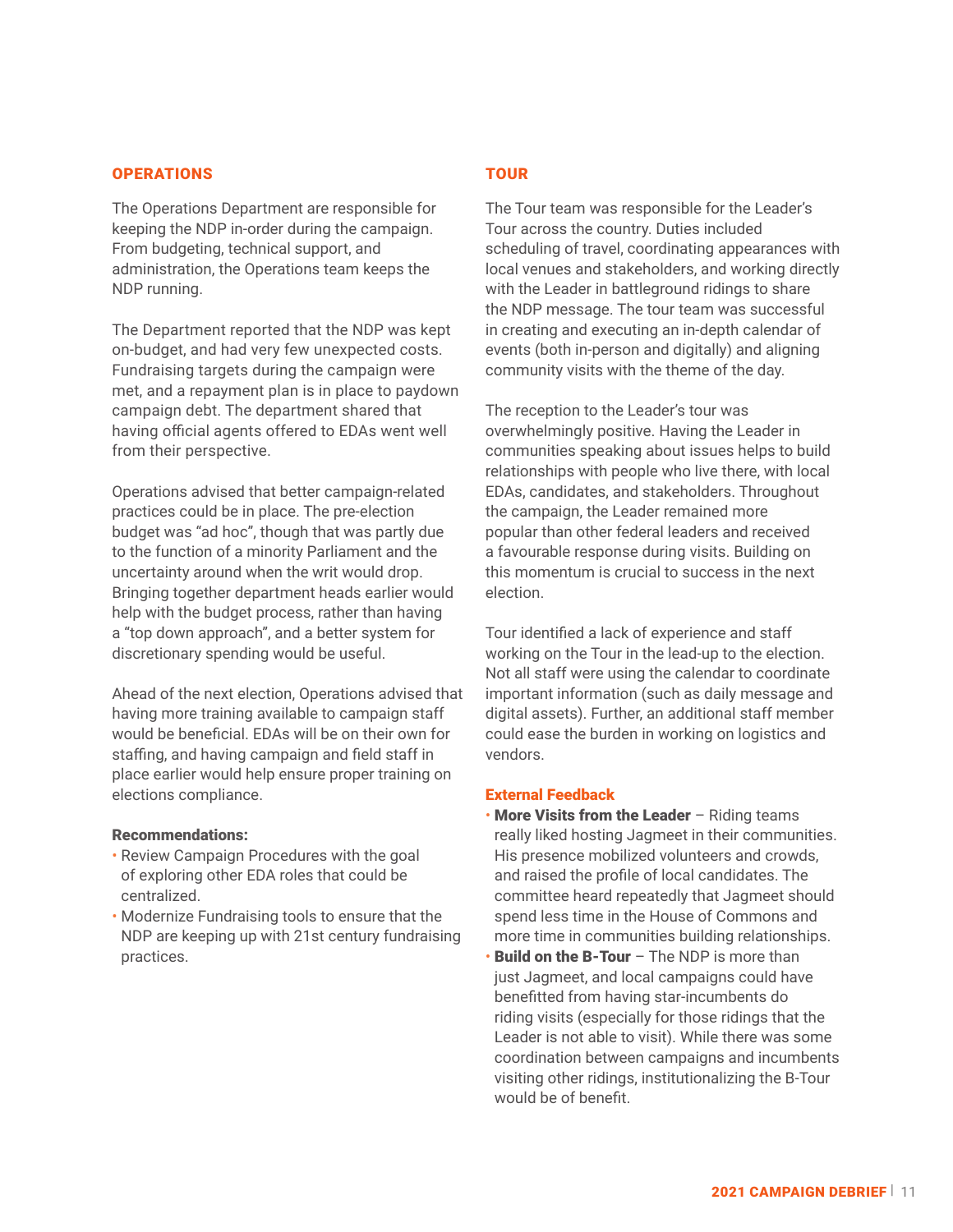## OPERATIONS

The Operations Department are responsible for keeping the NDP in-order during the campaign. From budgeting, technical support, and administration, the Operations team keeps the NDP running.

The Department reported that the NDP was kept on-budget, and had very few unexpected costs. Fundraising targets during the campaign were met, and a repayment plan is in place to paydown campaign debt. The department shared that having official agents offered to EDAs went well from their perspective.

Operations advised that better campaign-related practices could be in place. The pre-election budget was "ad hoc", though that was partly due to the function of a minority Parliament and the uncertainty around when the writ would drop. Bringing together department heads earlier would help with the budget process, rather than having a "top down approach", and a better system for discretionary spending would be useful.

Ahead of the next election, Operations advised that having more training available to campaign staff would be beneficial. EDAs will be on their own for staffing, and having campaign and field staff in place earlier would help ensure proper training on elections compliance.

**Recommendations:**

- Review Campaign Procedures with the goal of exploring other EDA roles that could be centralized.
- Modernize Fundraising tools to ensure that the NDP are keeping up with 21st century fundraising practices.

## TOUR

The Tour team was responsible for the Leader's Tour across the country. Duties included scheduling of travel, coordinating appearances with local venues and stakeholders, and working directly with the Leader in battleground ridings to share the NDP message. The tour team was successful in creating and executing an in-depth calendar of events (both in-person and digitally) and aligning community visits with the theme of the day.

The reception to the Leader's tour was overwhelmingly positive. Having the Leader in communities speaking about issues helps to build relationships with people who live there, with local EDAs, candidates, and stakeholders. Throughout the campaign, the Leader remained more popular than other federal leaders and received a favourable response during visits. Building on this momentum is crucial to success in the next election.

Tour identified a lack of experience and staff working on the Tour in the lead-up to the election. Not all staff were using the calendar to coordinate important information (such as daily message and digital assets). Further, an additional staff member could ease the burden in working on logistics and vendors.

### External Feedback

- **More Visits from the Leader** – Riding teams really liked hosting Jagmeet in their communities. His presence mobilized volunteers and crowds, and raised the profile of local candidates. The committee heard repeatedly that Jagmeet should spend less time in the House of Commons and more time in communities building relationships.
- **Build on the B-Tour** – The NDP is more than just Jagmeet, and local campaigns could have benefitted from having star-incumbents do riding visits (especially for those ridings that the Leader is not able to visit). While there was some coordination between campaigns and incumbents visiting other ridings, institutionalizing the B-Tour would be of benefit.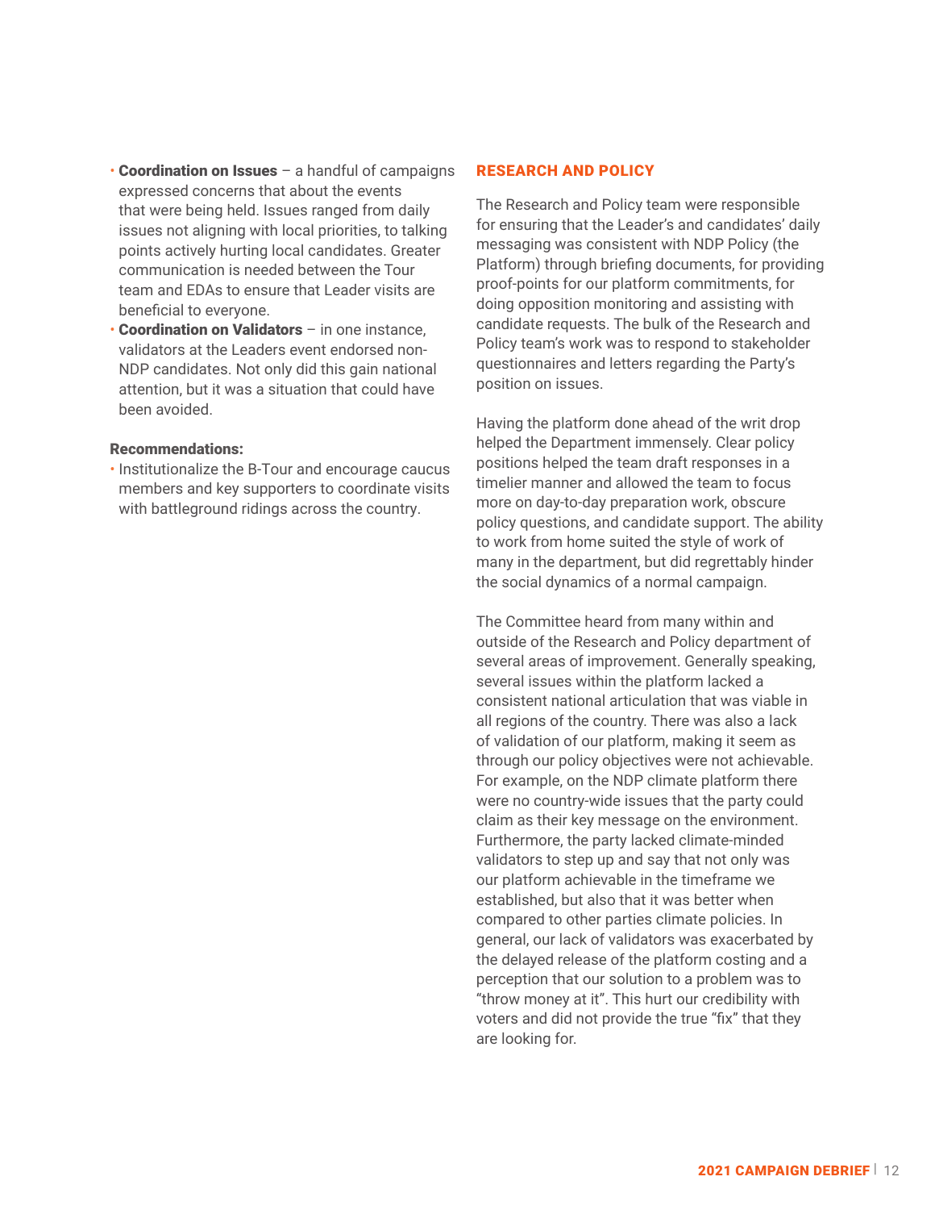- **Coordination on Issues** – a handful of campaigns expressed concerns that about the events that were being held. Issues ranged from daily issues not aligning with local priorities, to talking points actively hurting local candidates. Greater communication is needed between the Tour team and EDAs to ensure that Leader visits are beneficial to everyone.
- **Coordination on Validators** – in one instance, validators at the Leaders event endorsed non-NDP candidates. Not only did this gain national attention, but it was a situation that could have been avoided.

**Recommendations:**

- Institutionalize the B-Tour and encourage caucus members and key supporters to coordinate visits with battleground ridings across the country.

## RESEARCH AND POLICY

The Research and Policy team were responsible for ensuring that the Leader's and candidates' daily messaging was consistent with NDP Policy (the Platform) through briefing documents, for providing proof-points for our platform commitments, for doing opposition monitoring and assisting with candidate requests. The bulk of the Research and Policy team's work was to respond to stakeholder questionnaires and letters regarding the Party's position on issues.

Having the platform done ahead of the writ drop helped the Department immensely. Clear policy positions helped the team draft responses in a timelier manner and allowed the team to focus more on day-to-day preparation work, obscure policy questions, and candidate support. The ability to work from home suited the style of work of many in the department, but did regrettably hinder the social dynamics of a normal campaign.

The Committee heard from many within and outside of the Research and Policy department of several areas of improvement. Generally speaking, several issues within the platform lacked a consistent national articulation that was viable in all regions of the country. There was also a lack of validation of our platform, making it seem as through our policy objectives were not achievable. For example, on the NDP climate platform there were no country-wide issues that the party could claim as their key message on the environment. Furthermore, the party lacked climate-minded validators to step up and say that not only was our platform achievable in the timeframe we established, but also that it was better when compared to other parties climate policies. In general, our lack of validators was exacerbated by the delayed release of the platform costing and a perception that our solution to a problem was to "throw money at it". This hurt our credibility with voters and did not provide the true "fix" that they are looking for.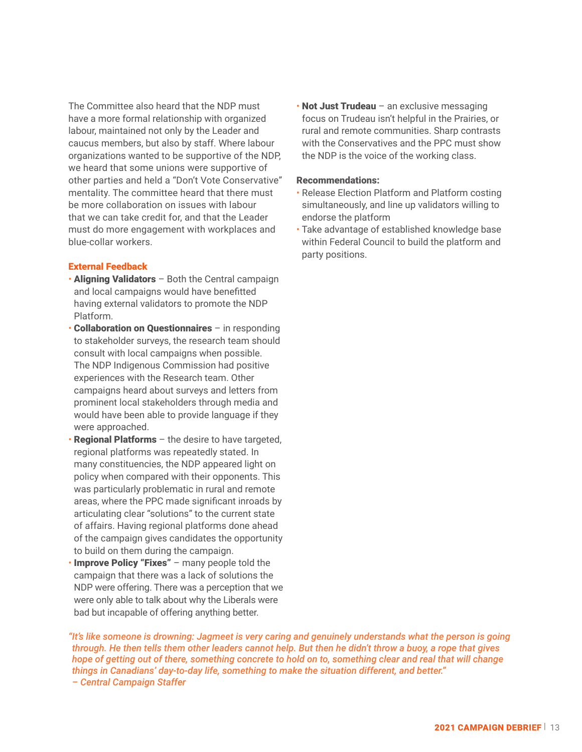The Committee also heard that the NDP must have a more formal relationship with organized labour, maintained not only by the Leader and caucus members, but also by staff. Where labour organizations wanted to be supportive of the NDP, we heard that some unions were supportive of other parties and held a "Don't Vote Conservative" mentality. The committee heard that there must be more collaboration on issues with labour that we can take credit for, and that the Leader must do more engagement with workplaces and blue-collar workers.

### External Feedback

- **Aligning Validators** – Both the Central campaign and local campaigns would have benefitted having external validators to promote the NDP Platform.
- **Collaboration on Questionnaires** – in responding to stakeholder surveys, the research team should consult with local campaigns when possible. The NDP Indigenous Commission had positive experiences with the Research team. Other campaigns heard about surveys and letters from prominent local stakeholders through media and would have been able to provide language if they were approached.
- **Regional Platforms** – the desire to have targeted, regional platforms was repeatedly stated. In many constituencies, the NDP appeared light on policy when compared with their opponents. This was particularly problematic in rural and remote areas, where the PPC made significant inroads by articulating clear "solutions" to the current state of affairs. Having regional platforms done ahead of the campaign gives candidates the opportunity to build on them during the campaign.
- **Improve Policy "Fixes"** – many people told the campaign that there was a lack of solutions the NDP were offering. There was a perception that we were only able to talk about why the Liberals were bad but incapable of offering anything better.
- **Not Just Trudeau** – an exclusive messaging focus on Trudeau isn't helpful in the Prairies, or rural and remote communities. Sharp contrasts with the Conservatives and the PPC must show the NDP is the voice of the working class.

**Recommendations:**

- Release Election Platform and Platform costing simultaneously, and line up validators willing to endorse the platform
- Take advantage of established knowledge base within Federal Council to build the platform and party positions.

*"It's like someone is drowning: Jagmeet is very caring and genuinely understands what the person is going through. He then tells them other leaders cannot help. But then he didn't throw a buoy, a rope that gives hope of getting out of there, something concrete to hold on to, something clear and real that will change things in Canadians' day-to-day life, something to make the situation different, and better."*
*– Central Campaign Staffer*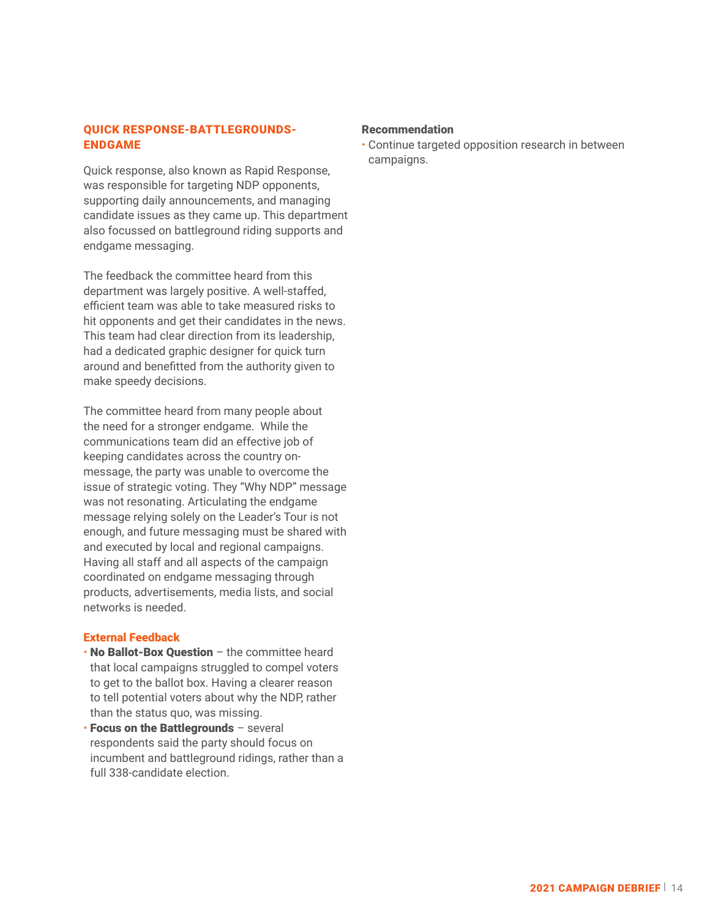## QUICK RESPONSE-BATTLEGROUNDS-ENDGAME

Quick response, also known as Rapid Response, was responsible for targeting NDP opponents, supporting daily announcements, and managing candidate issues as they came up. This department also focussed on battleground riding supports and endgame messaging.

The feedback the committee heard from this department was largely positive. A well-staffed, efficient team was able to take measured risks to hit opponents and get their candidates in the news. This team had clear direction from its leadership, had a dedicated graphic designer for quick turn around and benefitted from the authority given to make speedy decisions.

The committee heard from many people about the need for a stronger endgame. While the communications team did an effective job of keeping candidates across the country on-message, the party was unable to overcome the issue of strategic voting. They "Why NDP" message was not resonating. Articulating the endgame message relying solely on the Leader's Tour is not enough, and future messaging must be shared with and executed by local and regional campaigns. Having all staff and all aspects of the campaign coordinated on endgame messaging through products, advertisements, media lists, and social networks is needed.

### External Feedback

- **No Ballot-Box Question** – the committee heard that local campaigns struggled to compel voters to get to the ballot box. Having a clearer reason to tell potential voters about why the NDP, rather than the status quo, was missing.
- **Focus on the Battlegrounds** – several respondents said the party should focus on incumbent and battleground ridings, rather than a full 338-candidate election.

### Recommendation

- Continue targeted opposition research in between campaigns.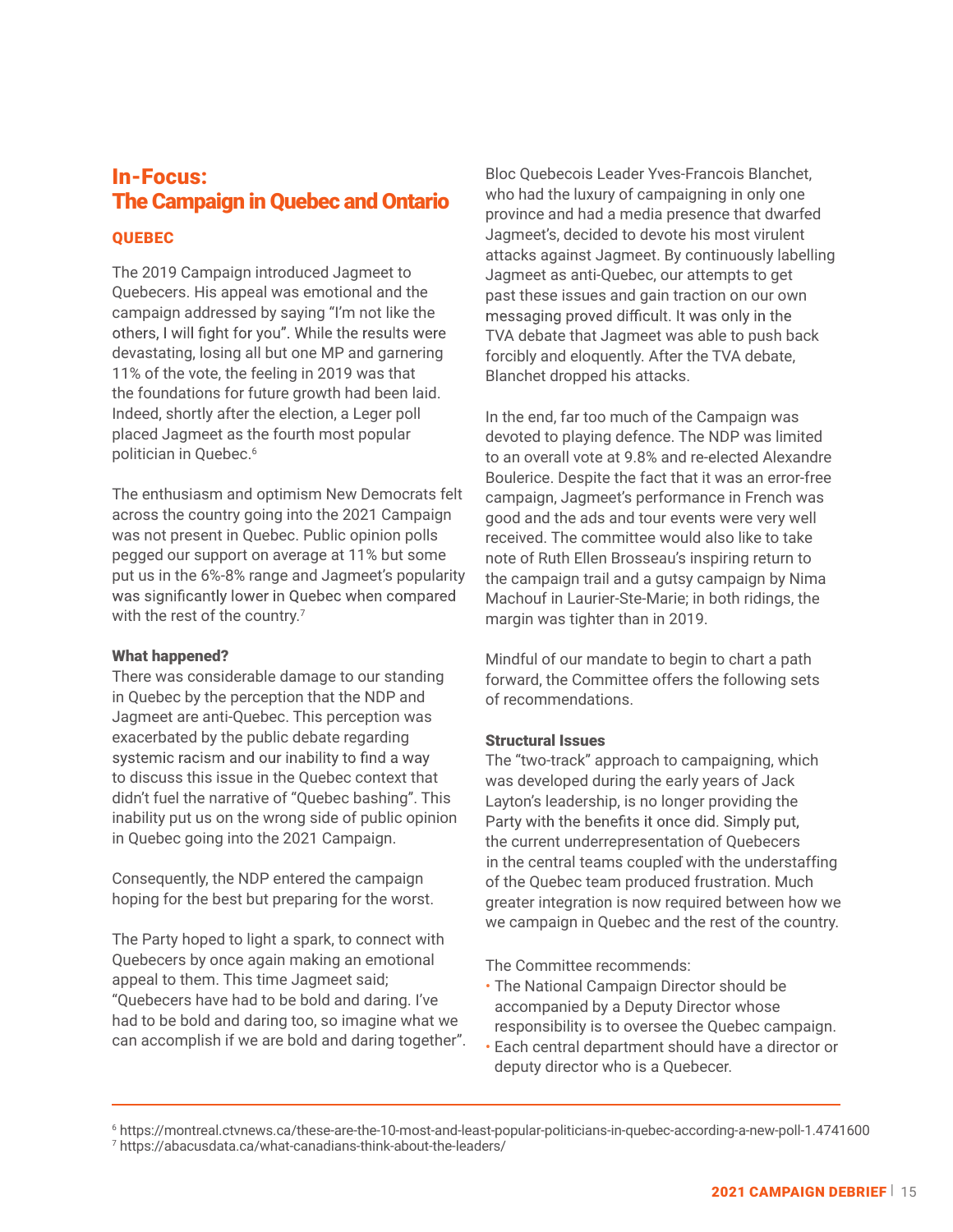## In-Focus: The Campaign in Quebec and Ontario

### QUEBEC

The 2019 Campaign introduced Jagmeet to Quebecers. His appeal was emotional and the campaign addressed by saying "I'm not like the others, I will fight for you". While the results were devastating, losing all but one MP and garnering 11% of the vote, the feeling in 2019 was that the foundations for future growth had been laid. Indeed, shortly after the election, a Leger poll placed Jagmeet as the fourth most popular politician in Quebec.[6]

The enthusiasm and optimism New Democrats felt across the country going into the 2021 Campaign was not present in Quebec. Public opinion polls pegged our support on average at 11% but some put us in the 6%-8% range and Jagmeet's popularity was significantly lower in Quebec when compared with the rest of the country.[7]

#### What happened?

There was considerable damage to our standing in Quebec by the perception that the NDP and Jagmeet are anti-Quebec. This perception was exacerbated by the public debate regarding systemic racism and our inability to find a way to discuss this issue in the Quebec context that didn't fuel the narrative of "Quebec bashing". This inability put us on the wrong side of public opinion in Quebec going into the 2021 Campaign.

Consequently, the NDP entered the campaign hoping for the best but preparing for the worst.

The Party hoped to light a spark, to connect with Quebecers by once again making an emotional appeal to them. This time Jagmeet said; "Quebecers have had to be bold and daring. I've had to be bold and daring too, so imagine what we can accomplish if we are bold and daring together".

Bloc Quebecois Leader Yves-Francois Blanchet, who had the luxury of campaigning in only one province and had a media presence that dwarfed Jagmeet's, decided to devote his most virulent attacks against Jagmeet. By continuously labelling Jagmeet as anti-Quebec, our attempts to get past these issues and gain traction on our own messaging proved difficult. It was only in the TVA debate that Jagmeet was able to push back forcibly and eloquently. After the TVA debate, Blanchet dropped his attacks.

In the end, far too much of the Campaign was devoted to playing defence. The NDP was limited to an overall vote at 9.8% and re-elected Alexandre Boulerice. Despite the fact that it was an error-free campaign, Jagmeet's performance in French was good and the ads and tour events were very well received. The committee would also like to take note of Ruth Ellen Brosseau's inspiring return to the campaign trail and a gutsy campaign by Nima Machouf in Laurier-Ste-Marie; in both ridings, the margin was tighter than in 2019.

Mindful of our mandate to begin to chart a path forward, the Committee offers the following sets of recommendations.

#### Structural Issues

The "two-track" approach to campaigning, which was developed during the early years of Jack Layton's leadership, is no longer providing the Party with the benefits it once did. Simply put, the current underrepresentation of Quebecers in the central teams coupled with the understaffing of the Quebec team produced frustration. Much greater integration is now required between how we we campaign in Quebec and the rest of the country.

The Committee recommends:

- The National Campaign Director should be accompanied by a Deputy Director whose responsibility is to oversee the Quebec campaign.
- Each central department should have a director or deputy director who is a Quebecer.

---

[6] https://montreal.ctvnews.ca/these-are-the-10-most-and-least-popular-politicians-in-quebec-according-a-new-poll-1.4741600

[7] https://abacusdata.ca/what-canadians-think-about-the-leaders/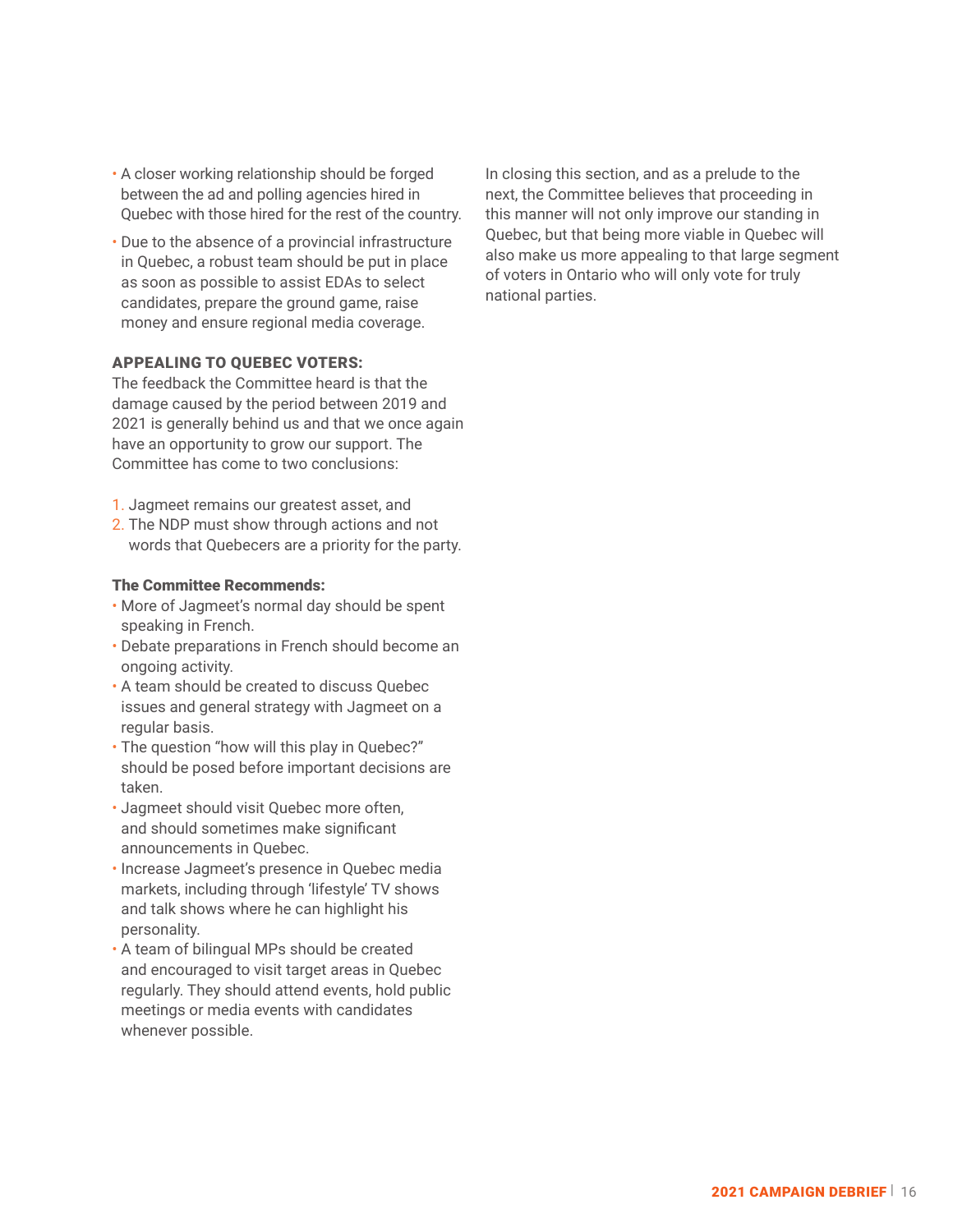- A closer working relationship should be forged between the ad and polling agencies hired in Quebec with those hired for the rest of the country.
- Due to the absence of a provincial infrastructure in Quebec, a robust team should be put in place as soon as possible to assist EDAs to select candidates, prepare the ground game, raise money and ensure regional media coverage.

### APPEALING TO QUEBEC VOTERS:

The feedback the Committee heard is that the damage caused by the period between 2019 and 2021 is generally behind us and that we once again have an opportunity to grow our support. The Committee has come to two conclusions:

1. Jagmeet remains our greatest asset, and
2. The NDP must show through actions and not words that Quebecers are a priority for the party.

**The Committee Recommends:**

- More of Jagmeet's normal day should be spent speaking in French.
- Debate preparations in French should become an ongoing activity.
- A team should be created to discuss Quebec issues and general strategy with Jagmeet on a regular basis.
- The question "how will this play in Quebec?" should be posed before important decisions are taken.
- Jagmeet should visit Quebec more often, and should sometimes make significant announcements in Quebec.
- Increase Jagmeet's presence in Quebec media markets, including through 'lifestyle' TV shows and talk shows where he can highlight his personality.
- A team of bilingual MPs should be created and encouraged to visit target areas in Quebec regularly. They should attend events, hold public meetings or media events with candidates whenever possible.

In closing this section, and as a prelude to the next, the Committee believes that proceeding in this manner will not only improve our standing in Quebec, but that being more viable in Quebec will also make us more appealing to that large segment of voters in Ontario who will only vote for truly national parties.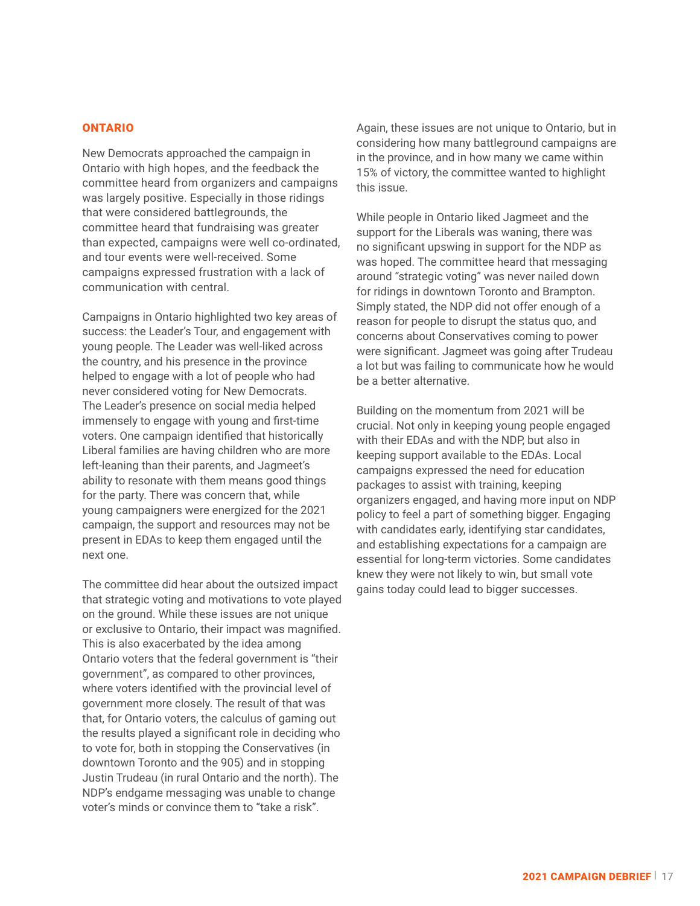## ONTARIO

New Democrats approached the campaign in Ontario with high hopes, and the feedback the committee heard from organizers and campaigns was largely positive. Especially in those ridings that were considered battlegrounds, the committee heard that fundraising was greater than expected, campaigns were well co-ordinated, and tour events were well-received. Some campaigns expressed frustration with a lack of communication with central.

Campaigns in Ontario highlighted two key areas of success: the Leader's Tour, and engagement with young people. The Leader was well-liked across the country, and his presence in the province helped to engage with a lot of people who had never considered voting for New Democrats. The Leader's presence on social media helped immensely to engage with young and first-time voters. One campaign identified that historically Liberal families are having children who are more left-leaning than their parents, and Jagmeet's ability to resonate with them means good things for the party. There was concern that, while young campaigners were energized for the 2021 campaign, the support and resources may not be present in EDAs to keep them engaged until the next one.

The committee did hear about the outsized impact that strategic voting and motivations to vote played on the ground. While these issues are not unique or exclusive to Ontario, their impact was magnified. This is also exacerbated by the idea among Ontario voters that the federal government is "their government", as compared to other provinces, where voters identified with the provincial level of government more closely. The result of that was that, for Ontario voters, the calculus of gaming out the results played a significant role in deciding who to vote for, both in stopping the Conservatives (in downtown Toronto and the 905) and in stopping Justin Trudeau (in rural Ontario and the north). The NDP's endgame messaging was unable to change voter's minds or convince them to "take a risk".

Again, these issues are not unique to Ontario, but in considering how many battleground campaigns are in the province, and in how many we came within 15% of victory, the committee wanted to highlight this issue.

While people in Ontario liked Jagmeet and the support for the Liberals was waning, there was no significant upswing in support for the NDP as was hoped. The committee heard that messaging around "strategic voting" was never nailed down for ridings in downtown Toronto and Brampton. Simply stated, the NDP did not offer enough of a reason for people to disrupt the status quo, and concerns about Conservatives coming to power were significant. Jagmeet was going after Trudeau a lot but was failing to communicate how he would be a better alternative.

Building on the momentum from 2021 will be crucial. Not only in keeping young people engaged with their EDAs and with the NDP, but also in keeping support available to the EDAs. Local campaigns expressed the need for education packages to assist with training, keeping organizers engaged, and having more input on NDP policy to feel a part of something bigger. Engaging with candidates early, identifying star candidates, and establishing expectations for a campaign are essential for long-term victories. Some candidates knew they were not likely to win, but small vote gains today could lead to bigger successes.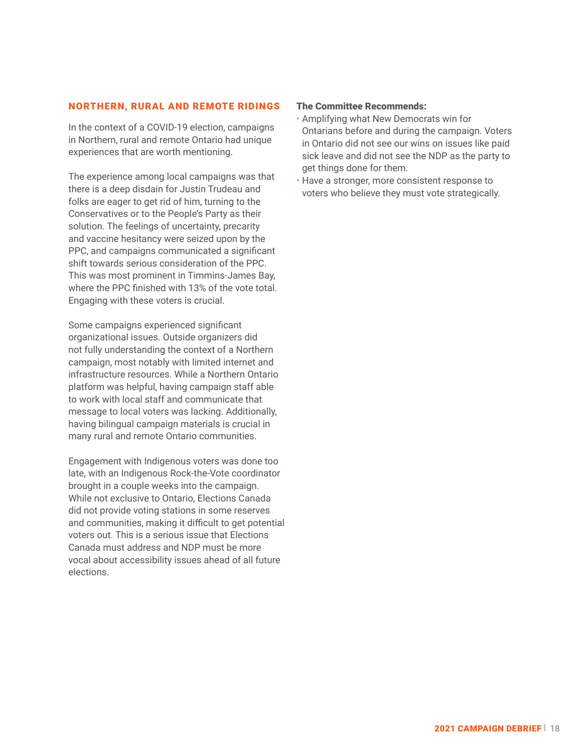## NORTHERN, RURAL AND REMOTE RIDINGS

In the context of a COVID-19 election, campaigns in Northern, rural and remote Ontario had unique experiences that are worth mentioning.

The experience among local campaigns was that there is a deep disdain for Justin Trudeau and folks are eager to get rid of him, turning to the Conservatives or to the People's Party as their solution. The feelings of uncertainty, precarity and vaccine hesitancy were seized upon by the PPC, and campaigns communicated a significant shift towards serious consideration of the PPC. This was most prominent in Timmins-James Bay, where the PPC finished with 13% of the vote total. Engaging with these voters is crucial.

Some campaigns experienced significant organizational issues. Outside organizers did not fully understanding the context of a Northern campaign, most notably with limited internet and infrastructure resources. While a Northern Ontario platform was helpful, having campaign staff able to work with local staff and communicate that message to local voters was lacking. Additionally, having bilingual campaign materials is crucial in many rural and remote Ontario communities.

Engagement with Indigenous voters was done too late, with an Indigenous Rock-the-Vote coordinator brought in a couple weeks into the campaign. While not exclusive to Ontario, Elections Canada did not provide voting stations in some reserves and communities, making it difficult to get potential voters out. This is a serious issue that Elections Canada must address and NDP must be more vocal about accessibility issues ahead of all future elections.

**The Committee Recommends:**

- Amplifying what New Democrats win for Ontarians before and during the campaign. Voters in Ontario did not see our wins on issues like paid sick leave and did not see the NDP as the party to get things done for them.
- Have a stronger, more consistent response to voters who believe they must vote strategically.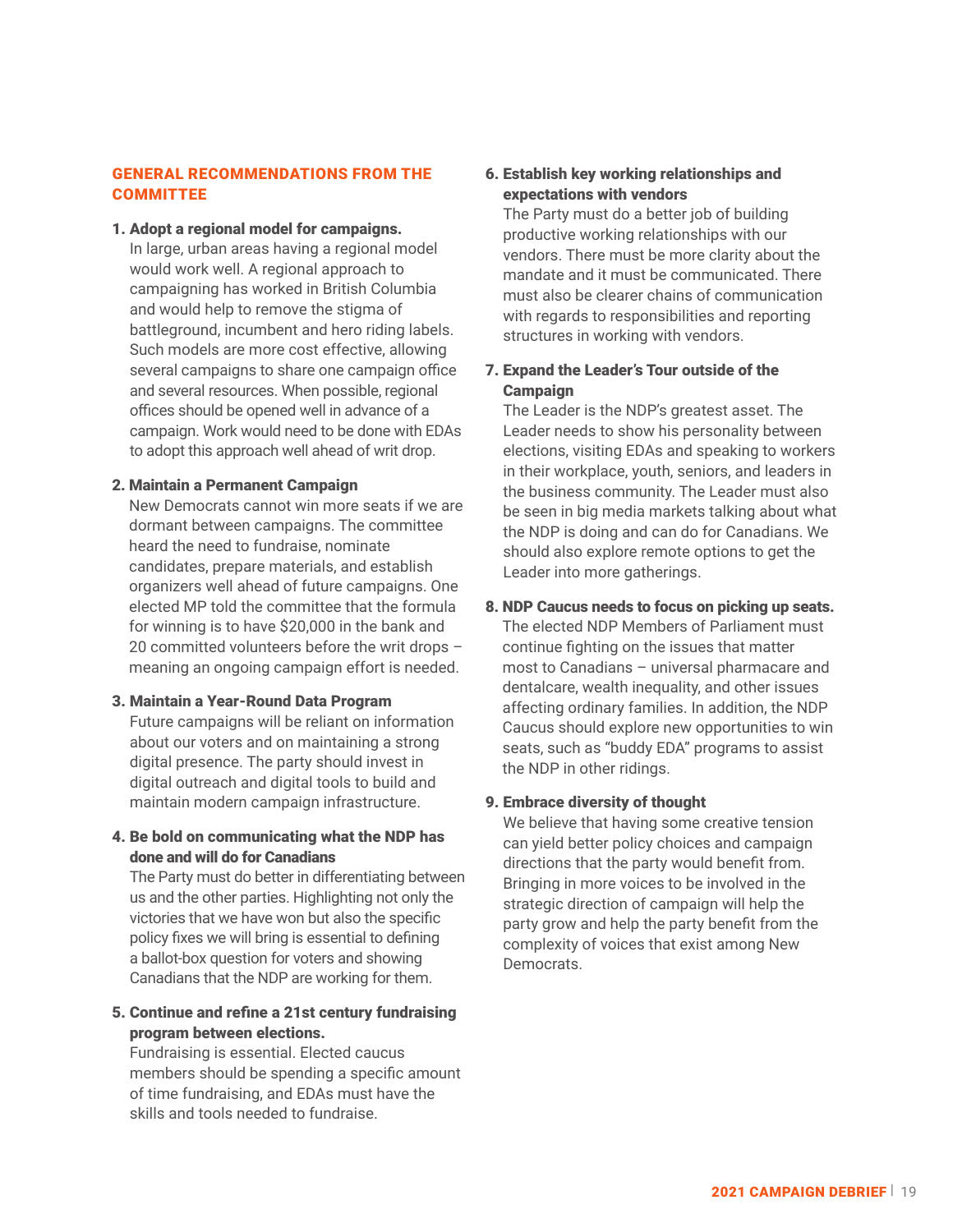## GENERAL RECOMMENDATIONS FROM THE COMMITTEE

1. **Adopt a regional model for campaigns.**
   In large, urban areas having a regional model would work well. A regional approach to campaigning has worked in British Columbia and would help to remove the stigma of battleground, incumbent and hero riding labels. Such models are more cost effective, allowing several campaigns to share one campaign office and several resources. When possible, regional offices should be opened well in advance of a campaign. Work would need to be done with EDAs to adopt this approach well ahead of writ drop.

2. **Maintain a Permanent Campaign**
   New Democrats cannot win more seats if we are dormant between campaigns. The committee heard the need to fundraise, nominate candidates, prepare materials, and establish organizers well ahead of future campaigns. One elected MP told the committee that the formula for winning is to have $20,000 in the bank and 20 committed volunteers before the writ drops – meaning an ongoing campaign effort is needed.

3. **Maintain a Year-Round Data Program**
   Future campaigns will be reliant on information about our voters and on maintaining a strong digital presence. The party should invest in digital outreach and digital tools to build and maintain modern campaign infrastructure.

4. **Be bold on communicating what the NDP has done and will do for Canadians**
   The Party must do better in differentiating between us and the other parties. Highlighting not only the victories that we have won but also the specific policy fixes we will bring is essential to defining a ballot-box question for voters and showing Canadians that the NDP are working for them.

5. **Continue and refine a 21st century fundraising program between elections.**
   Fundraising is essential. Elected caucus members should be spending a specific amount of time fundraising, and EDAs must have the skills and tools needed to fundraise.

6. **Establish key working relationships and expectations with vendors**
   The Party must do a better job of building productive working relationships with our vendors. There must be more clarity about the mandate and it must be communicated. There must also be clearer chains of communication with regards to responsibilities and reporting structures in working with vendors.

7. **Expand the Leader's Tour outside of the Campaign**
   The Leader is the NDP's greatest asset. The Leader needs to show his personality between elections, visiting EDAs and speaking to workers in their workplace, youth, seniors, and leaders in the business community. The Leader must also be seen in big media markets talking about what the NDP is doing and can do for Canadians. We should also explore remote options to get the Leader into more gatherings.

8. **NDP Caucus needs to focus on picking up seats.**
   The elected NDP Members of Parliament must continue fighting on the issues that matter most to Canadians – universal pharmacare and dentalcare, wealth inequality, and other issues affecting ordinary families. In addition, the NDP Caucus should explore new opportunities to win seats, such as "buddy EDA" programs to assist the NDP in other ridings.

9. **Embrace diversity of thought**
   We believe that having some creative tension can yield better policy choices and campaign directions that the party would benefit from. Bringing in more voices to be involved in the strategic direction of campaign will help the party grow and help the party benefit from the complexity of voices that exist among New Democrats.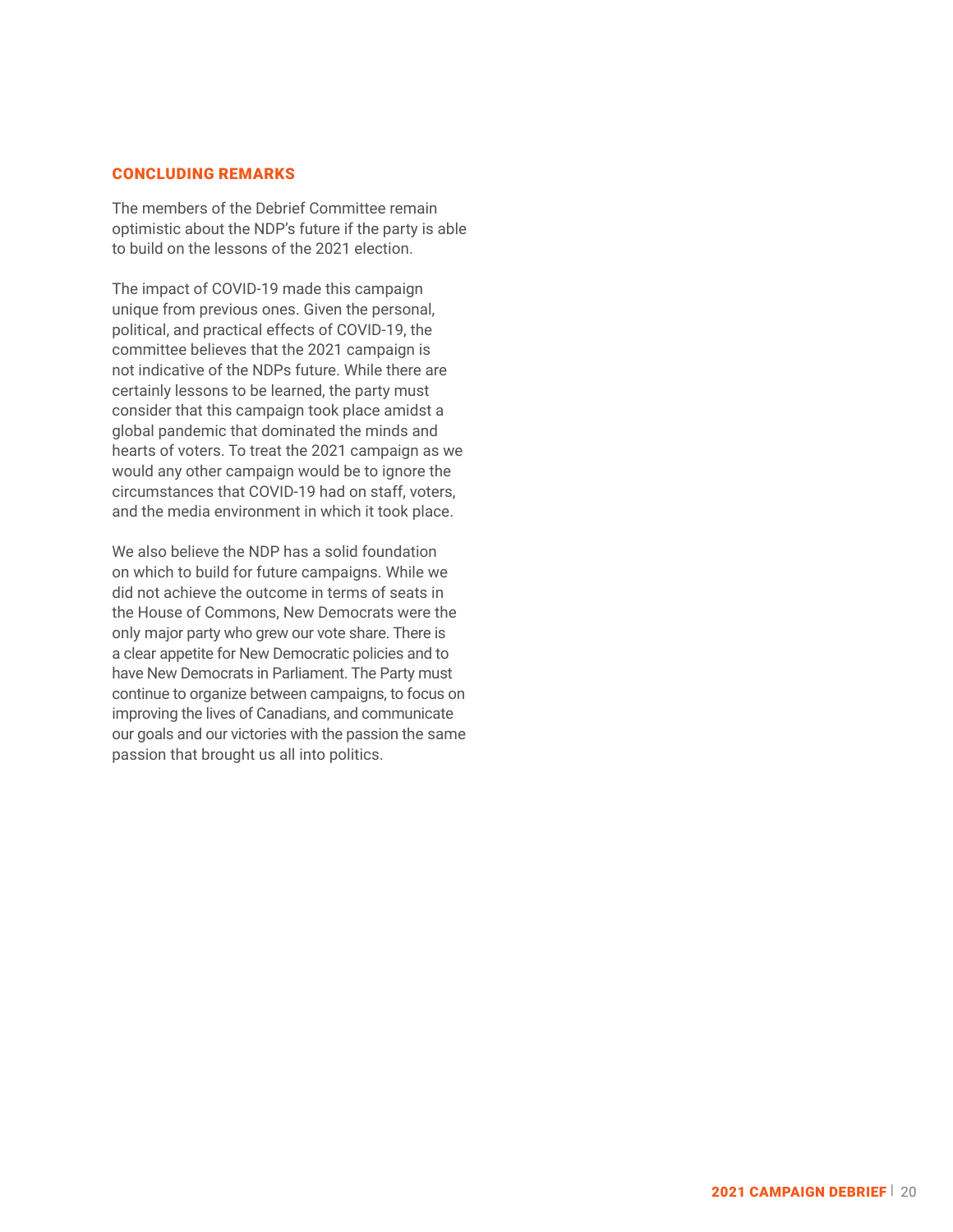## CONCLUDING REMARKS

The members of the Debrief Committee remain optimistic about the NDP's future if the party is able to build on the lessons of the 2021 election.

The impact of COVID-19 made this campaign unique from previous ones. Given the personal, political, and practical effects of COVID-19, the committee believes that the 2021 campaign is not indicative of the NDPs future. While there are certainly lessons to be learned, the party must consider that this campaign took place amidst a global pandemic that dominated the minds and hearts of voters. To treat the 2021 campaign as we would any other campaign would be to ignore the circumstances that COVID-19 had on staff, voters, and the media environment in which it took place.

We also believe the NDP has a solid foundation on which to build for future campaigns. While we did not achieve the outcome in terms of seats in the House of Commons, New Democrats were the only major party who grew our vote share. There is a clear appetite for New Democratic policies and to have New Democrats in Parliament. The Party must continue to organize between campaigns, to focus on improving the lives of Canadians, and communicate our goals and our victories with the passion the same passion that brought us all into politics.